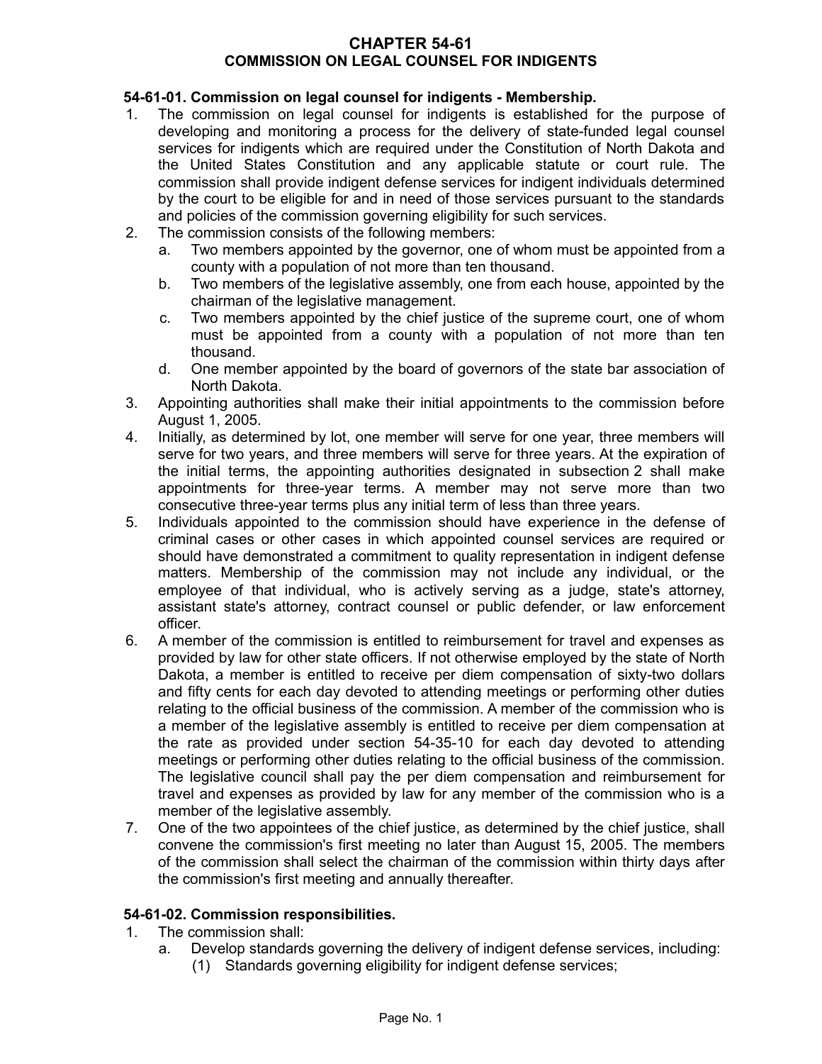# CHAPTER 54-61
## COMMISSION ON LEGAL COUNSEL FOR INDIGENTS

### 54-61-01. Commission on legal counsel for indigents - Membership.

1. The commission on legal counsel for indigents is established for the purpose of developing and monitoring a process for the delivery of state-funded legal counsel services for indigents which are required under the Constitution of North Dakota and the United States Constitution and any applicable statute or court rule. The commission shall provide indigent defense services for indigent individuals determined by the court to be eligible for and in need of those services pursuant to the standards and policies of the commission governing eligibility for such services.
2. The commission consists of the following members:
   a. Two members appointed by the governor, one of whom must be appointed from a county with a population of not more than ten thousand.
   b. Two members of the legislative assembly, one from each house, appointed by the chairman of the legislative management.
   c. Two members appointed by the chief justice of the supreme court, one of whom must be appointed from a county with a population of not more than ten thousand.
   d. One member appointed by the board of governors of the state bar association of North Dakota.
3. Appointing authorities shall make their initial appointments to the commission before August 1, 2005.
4. Initially, as determined by lot, one member will serve for one year, three members will serve for two years, and three members will serve for three years. At the expiration of the initial terms, the appointing authorities designated in subsection 2 shall make appointments for three-year terms. A member may not serve more than two consecutive three-year terms plus any initial term of less than three years.
5. Individuals appointed to the commission should have experience in the defense of criminal cases or other cases in which appointed counsel services are required or should have demonstrated a commitment to quality representation in indigent defense matters. Membership of the commission may not include any individual, or the employee of that individual, who is actively serving as a judge, state's attorney, assistant state's attorney, contract counsel or public defender, or law enforcement officer.
6. A member of the commission is entitled to reimbursement for travel and expenses as provided by law for other state officers. If not otherwise employed by the state of North Dakota, a member is entitled to receive per diem compensation of sixty-two dollars and fifty cents for each day devoted to attending meetings or performing other duties relating to the official business of the commission. A member of the commission who is a member of the legislative assembly is entitled to receive per diem compensation at the rate as provided under section 54-35-10 for each day devoted to attending meetings or performing other duties relating to the official business of the commission. The legislative council shall pay the per diem compensation and reimbursement for travel and expenses as provided by law for any member of the commission who is a member of the legislative assembly.
7. One of the two appointees of the chief justice, as determined by the chief justice, shall convene the commission's first meeting no later than August 15, 2005. The members of the commission shall select the chairman of the commission within thirty days after the commission's first meeting and annually thereafter.

### 54-61-02. Commission responsibilities.

1. The commission shall:
   a. Develop standards governing the delivery of indigent defense services, including:
      (1) Standards governing eligibility for indigent defense services;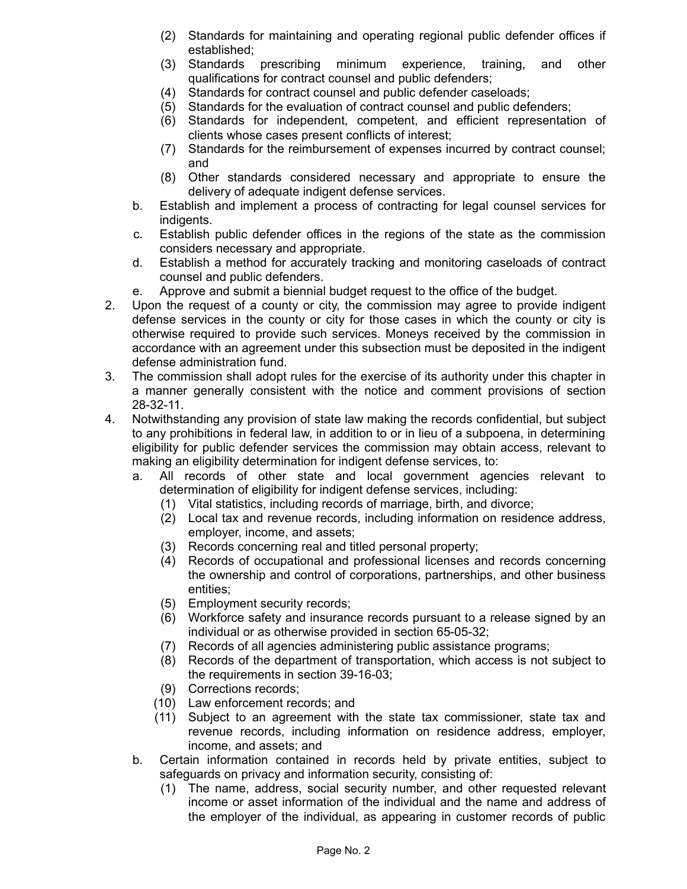(2) Standards for maintaining and operating regional public defender offices if established;
(3) Standards prescribing minimum experience, training, and other qualifications for contract counsel and public defenders;
(4) Standards for contract counsel and public defender caseloads;
(5) Standards for the evaluation of contract counsel and public defenders;
(6) Standards for independent, competent, and efficient representation of clients whose cases present conflicts of interest;
(7) Standards for the reimbursement of expenses incurred by contract counsel; and
(8) Other standards considered necessary and appropriate to ensure the delivery of adequate indigent defense services.

b. Establish and implement a process of contracting for legal counsel services for indigents.
c. Establish public defender offices in the regions of the state as the commission considers necessary and appropriate.
d. Establish a method for accurately tracking and monitoring caseloads of contract counsel and public defenders.
e. Approve and submit a biennial budget request to the office of the budget.

2. Upon the request of a county or city, the commission may agree to provide indigent defense services in the county or city for those cases in which the county or city is otherwise required to provide such services. Moneys received by the commission in accordance with an agreement under this subsection must be deposited in the indigent defense administration fund.
3. The commission shall adopt rules for the exercise of its authority under this chapter in a manner generally consistent with the notice and comment provisions of section 28-32-11.
4. Notwithstanding any provision of state law making the records confidential, but subject to any prohibitions in federal law, in addition to or in lieu of a subpoena, in determining eligibility for public defender services the commission may obtain access, relevant to making an eligibility determination for indigent defense services, to:
   a. All records of other state and local government agencies relevant to determination of eligibility for indigent defense services, including:
      (1) Vital statistics, including records of marriage, birth, and divorce;
      (2) Local tax and revenue records, including information on residence address, employer, income, and assets;
      (3) Records concerning real and titled personal property;
      (4) Records of occupational and professional licenses and records concerning the ownership and control of corporations, partnerships, and other business entities;
      (5) Employment security records;
      (6) Workforce safety and insurance records pursuant to a release signed by an individual or as otherwise provided in section 65-05-32;
      (7) Records of all agencies administering public assistance programs;
      (8) Records of the department of transportation, which access is not subject to the requirements in section 39-16-03;
      (9) Corrections records;
      (10) Law enforcement records; and
      (11) Subject to an agreement with the state tax commissioner, state tax and revenue records, including information on residence address, employer, income, and assets; and
   b. Certain information contained in records held by private entities, subject to safeguards on privacy and information security, consisting of:
      (1) The name, address, social security number, and other requested relevant income or asset information of the individual and the name and address of the employer of the individual, as appearing in customer records of public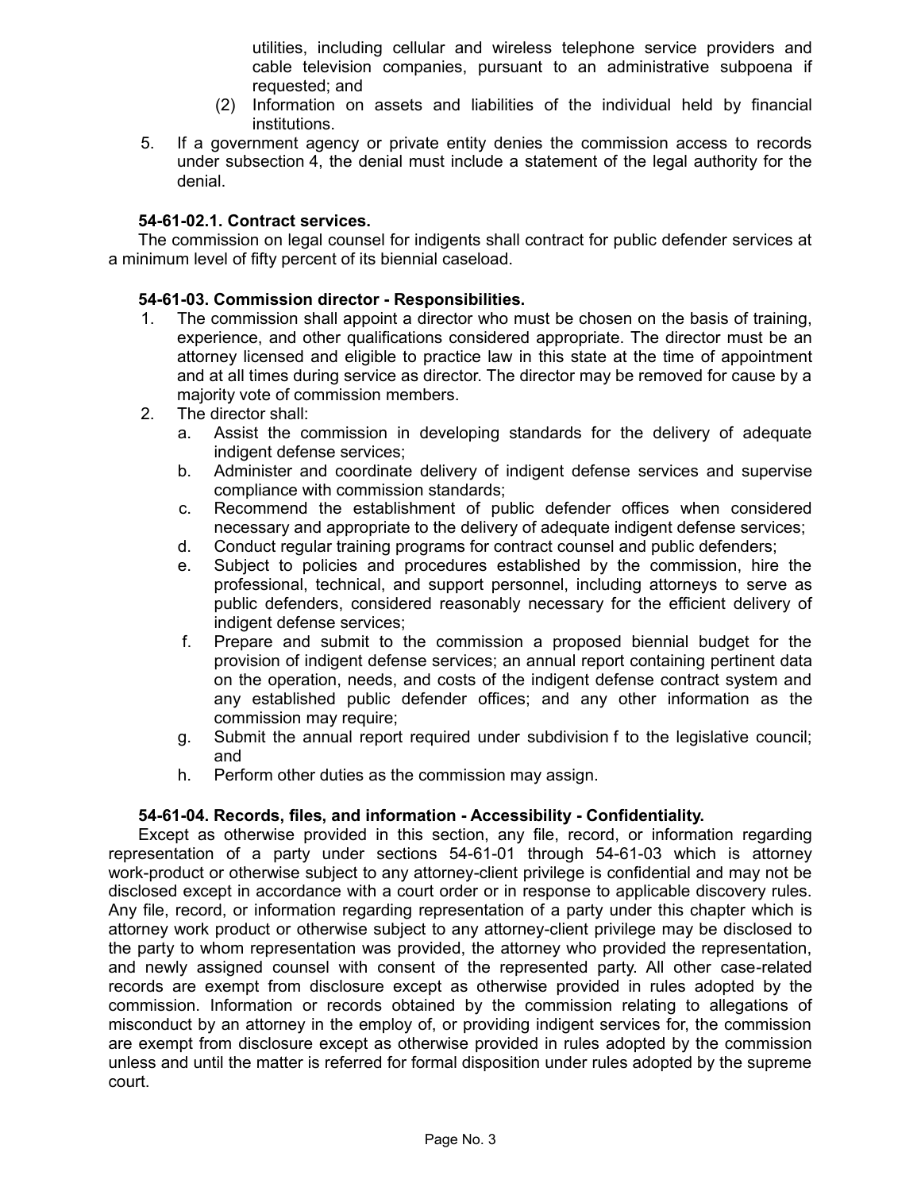utilities, including cellular and wireless telephone service providers and cable television companies, pursuant to an administrative subpoena if requested; and

(2) Information on assets and liabilities of the individual held by financial institutions.

5. If a government agency or private entity denies the commission access to records under subsection 4, the denial must include a statement of the legal authority for the denial.

**54-61-02.1. Contract services.**

The commission on legal counsel for indigents shall contract for public defender services at a minimum level of fifty percent of its biennial caseload.

**54-61-03. Commission director - Responsibilities.**

1. The commission shall appoint a director who must be chosen on the basis of training, experience, and other qualifications considered appropriate. The director must be an attorney licensed and eligible to practice law in this state at the time of appointment and at all times during service as director. The director may be removed for cause by a majority vote of commission members.
2. The director shall:
   a. Assist the commission in developing standards for the delivery of adequate indigent defense services;
   b. Administer and coordinate delivery of indigent defense services and supervise compliance with commission standards;
   c. Recommend the establishment of public defender offices when considered necessary and appropriate to the delivery of adequate indigent defense services;
   d. Conduct regular training programs for contract counsel and public defenders;
   e. Subject to policies and procedures established by the commission, hire the professional, technical, and support personnel, including attorneys to serve as public defenders, considered reasonably necessary for the efficient delivery of indigent defense services;
   f. Prepare and submit to the commission a proposed biennial budget for the provision of indigent defense services; an annual report containing pertinent data on the operation, needs, and costs of the indigent defense contract system and any established public defender offices; and any other information as the commission may require;
   g. Submit the annual report required under subdivision f to the legislative council; and
   h. Perform other duties as the commission may assign.

**54-61-04. Records, files, and information - Accessibility - Confidentiality.**

Except as otherwise provided in this section, any file, record, or information regarding representation of a party under sections 54-61-01 through 54-61-03 which is attorney work-product or otherwise subject to any attorney-client privilege is confidential and may not be disclosed except in accordance with a court order or in response to applicable discovery rules. Any file, record, or information regarding representation of a party under this chapter which is attorney work product or otherwise subject to any attorney-client privilege may be disclosed to the party to whom representation was provided, the attorney who provided the representation, and newly assigned counsel with consent of the represented party. All other case-related records are exempt from disclosure except as otherwise provided in rules adopted by the commission. Information or records obtained by the commission relating to allegations of misconduct by an attorney in the employ of, or providing indigent services for, the commission are exempt from disclosure except as otherwise provided in rules adopted by the commission unless and until the matter is referred for formal disposition under rules adopted by the supreme court.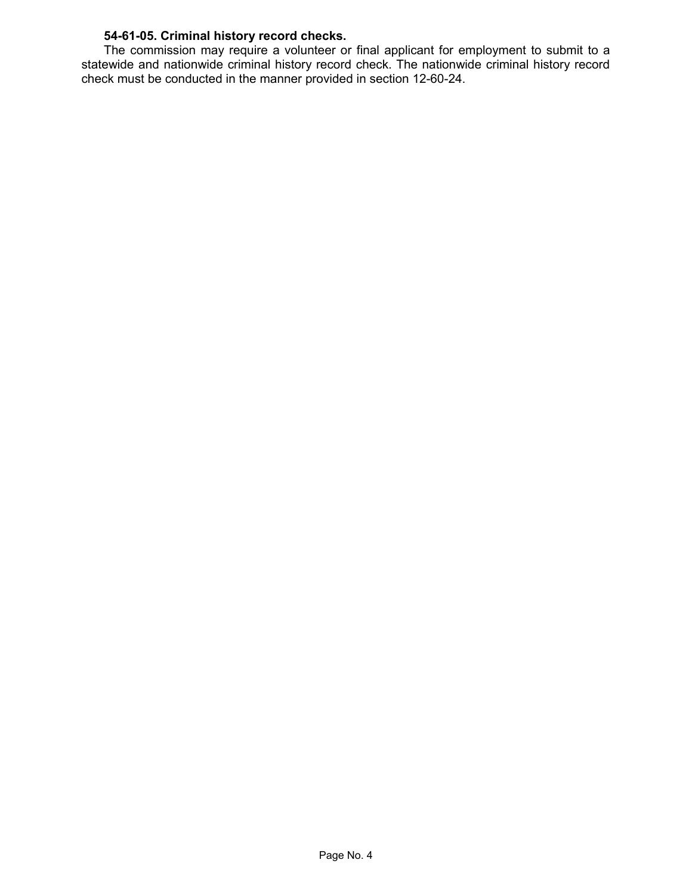**54-61-05. Criminal history record checks.**

The commission may require a volunteer or final applicant for employment to submit to a statewide and nationwide criminal history record check. The nationwide criminal history record check must be conducted in the manner provided in section 12-60-24.